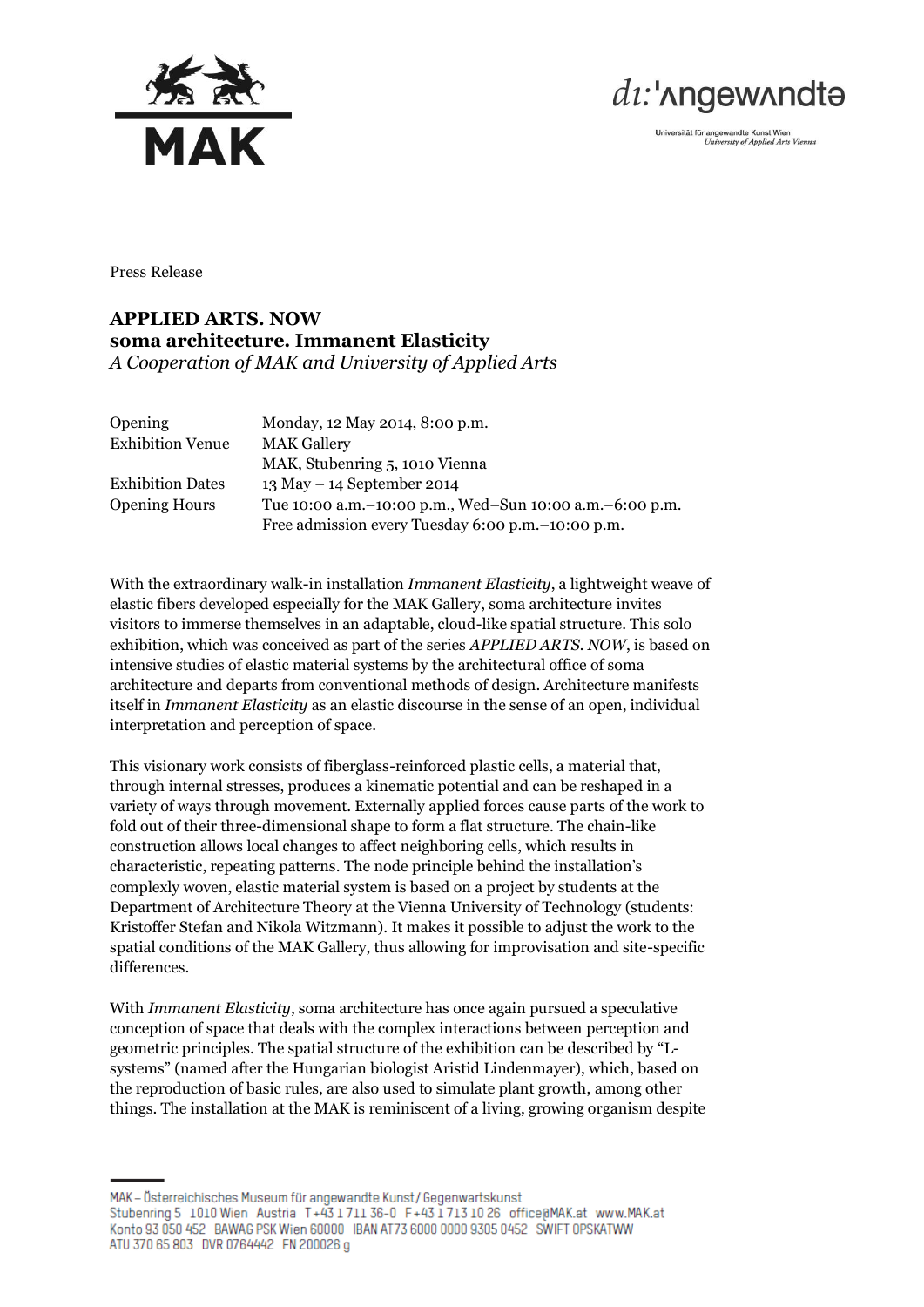Press Release

# APPLIED ARTS. NOW
## soma architecture. Immanent Elasticity
*A Cooperation of MAK and University of Applied Arts*

| | |
|---|---|
| Opening | Monday, 12 May 2014, 8:00 p.m. |
| Exhibition Venue | MAK Gallery<br>MAK, Stubenring 5, 1010 Vienna |
| Exhibition Dates | 13 May – 14 September 2014 |
| Opening Hours | Tue 10:00 a.m.–10:00 p.m., Wed–Sun 10:00 a.m.–6:00 p.m.<br>Free admission every Tuesday 6:00 p.m.–10:00 p.m. |

With the extraordinary walk-in installation *Immanent Elasticity*, a lightweight weave of elastic fibers developed especially for the MAK Gallery, soma architecture invites visitors to immerse themselves in an adaptable, cloud-like spatial structure. This solo exhibition, which was conceived as part of the series *APPLIED ARTS. NOW*, is based on intensive studies of elastic material systems by the architectural office of soma architecture and departs from conventional methods of design. Architecture manifests itself in *Immanent Elasticity* as an elastic discourse in the sense of an open, individual interpretation and perception of space.

This visionary work consists of fiberglass-reinforced plastic cells, a material that, through internal stresses, produces a kinematic potential and can be reshaped in a variety of ways through movement. Externally applied forces cause parts of the work to fold out of their three-dimensional shape to form a flat structure. The chain-like construction allows local changes to affect neighboring cells, which results in characteristic, repeating patterns. The node principle behind the installation's complexly woven, elastic material system is based on a project by students at the Department of Architecture Theory at the Vienna University of Technology (students: Kristoffer Stefan and Nikola Witzmann). It makes it possible to adjust the work to the spatial conditions of the MAK Gallery, thus allowing for improvisation and site-specific differences.

With *Immanent Elasticity*, soma architecture has once again pursued a speculative conception of space that deals with the complex interactions between perception and geometric principles. The spatial structure of the exhibition can be described by "L-systems" (named after the Hungarian biologist Aristid Lindenmayer), which, based on the reproduction of basic rules, are also used to simulate plant growth, among other things. The installation at the MAK is reminiscent of a living, growing organism despite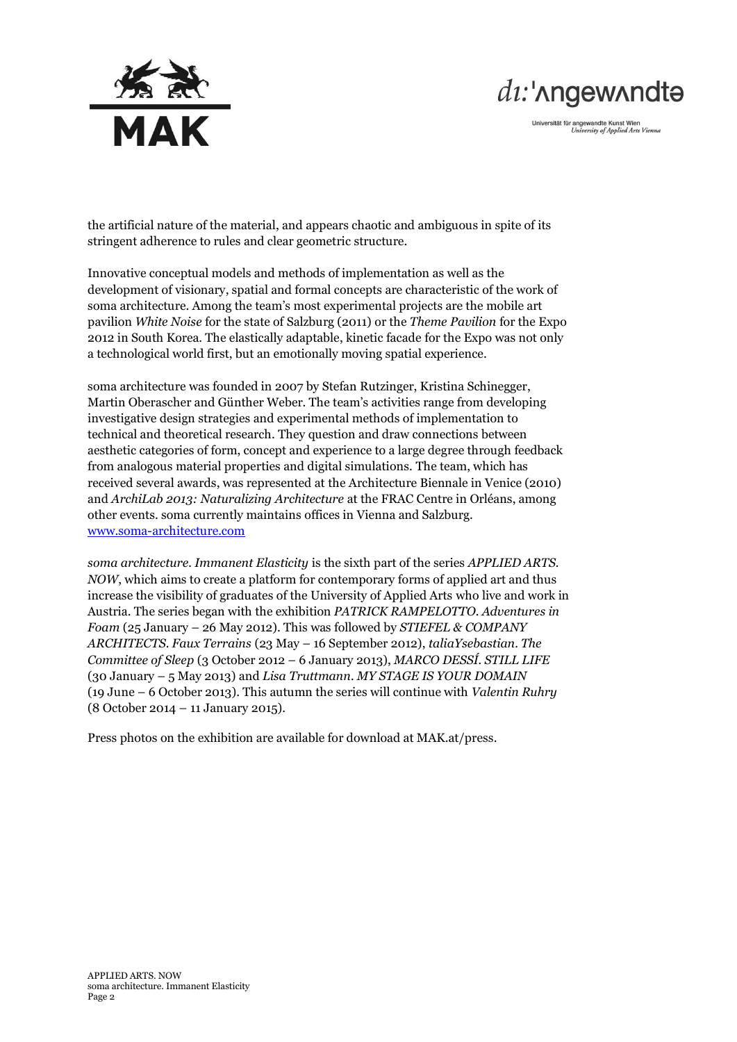the artificial nature of the material, and appears chaotic and ambiguous in spite of its stringent adherence to rules and clear geometric structure.

Innovative conceptual models and methods of implementation as well as the development of visionary, spatial and formal concepts are characteristic of the work of soma architecture. Among the team's most experimental projects are the mobile art pavilion *White Noise* for the state of Salzburg (2011) or the *Theme Pavilion* for the Expo 2012 in South Korea. The elastically adaptable, kinetic facade for the Expo was not only a technological world first, but an emotionally moving spatial experience.

soma architecture was founded in 2007 by Stefan Rutzinger, Kristina Schinegger, Martin Oberascher and Günther Weber. The team's activities range from developing investigative design strategies and experimental methods of implementation to technical and theoretical research. They question and draw connections between aesthetic categories of form, concept and experience to a large degree through feedback from analogous material properties and digital simulations. The team, which has received several awards, was represented at the Architecture Biennale in Venice (2010) and *ArchiLab 2013: Naturalizing Architecture* at the FRAC Centre in Orléans, among other events. soma currently maintains offices in Vienna and Salzburg.
[www.soma-architecture.com](http://www.soma-architecture.com)

*soma architecture. Immanent Elasticity* is the sixth part of the series *APPLIED ARTS. NOW*, which aims to create a platform for contemporary forms of applied art and thus increase the visibility of graduates of the University of Applied Arts who live and work in Austria. The series began with the exhibition *PATRICK RAMPELOTTO. Adventures in Foam* (25 January – 26 May 2012). This was followed by *STIEFEL & COMPANY ARCHITECTS. Faux Terrains* (23 May – 16 September 2012), *taliaYsebastian. The Committee of Sleep* (3 October 2012 – 6 January 2013), *MARCO DESSÍ. STILL LIFE* (30 January – 5 May 2013) and *Lisa Truttmann. MY STAGE IS YOUR DOMAIN* (19 June – 6 October 2013). This autumn the series will continue with *Valentin Ruhry* (8 October 2014 – 11 January 2015).

Press photos on the exhibition are available for download at MAK.at/press.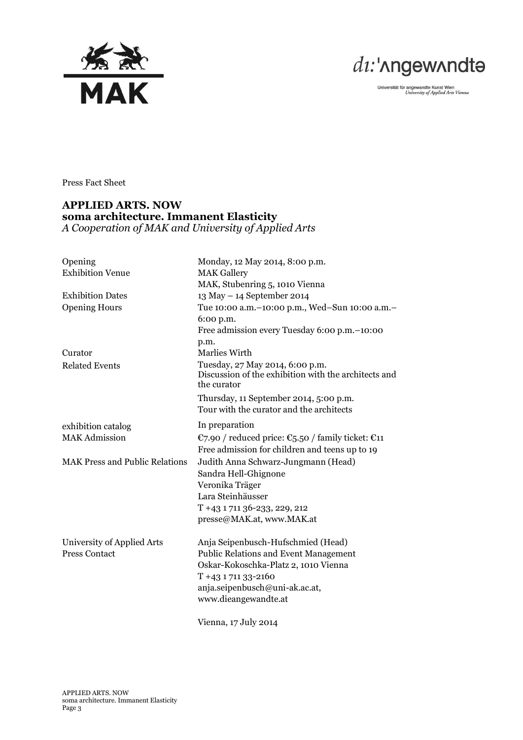Press Fact Sheet

## APPLIED ARTS. NOW
## soma architecture. Immanent Elasticity

*A Cooperation of MAK and University of Applied Arts*

| | |
|---|---|
| Opening | Monday, 12 May 2014, 8:00 p.m. |
| Exhibition Venue | MAK Gallery<br>MAK, Stubenring 5, 1010 Vienna |
| Exhibition Dates | 13 May – 14 September 2014 |
| Opening Hours | Tue 10:00 a.m.–10:00 p.m., Wed–Sun 10:00 a.m.–6:00 p.m.<br>Free admission every Tuesday 6:00 p.m.–10:00 p.m. |
| Curator | Marlies Wirth |
| Related Events | Tuesday, 27 May 2014, 6:00 p.m.<br>Discussion of the exhibition with the architects and the curator<br>Thursday, 11 September 2014, 5:00 p.m.<br>Tour with the curator and the architects |
| exhibition catalog | In preparation |
| MAK Admission | €7.90 / reduced price: €5.50 / family ticket: €11<br>Free admission for children and teens up to 19 |
| MAK Press and Public Relations | Judith Anna Schwarz-Jungmann (Head)<br>Sandra Hell-Ghignone<br>Veronika Träger<br>Lara Steinhäusser<br>T +43 1 711 36-233, 229, 212<br>presse@MAK.at, www.MAK.at |
| University of Applied Arts Press Contact | Anja Seipenbusch-Hufschmied (Head)<br>Public Relations and Event Management<br>Oskar-Kokoschka-Platz 2, 1010 Vienna<br>T +43 1 711 33-2160<br>anja.seipenbusch@uni-ak.ac.at,<br>www.dieangewandte.at |

Vienna, 17 July 2014